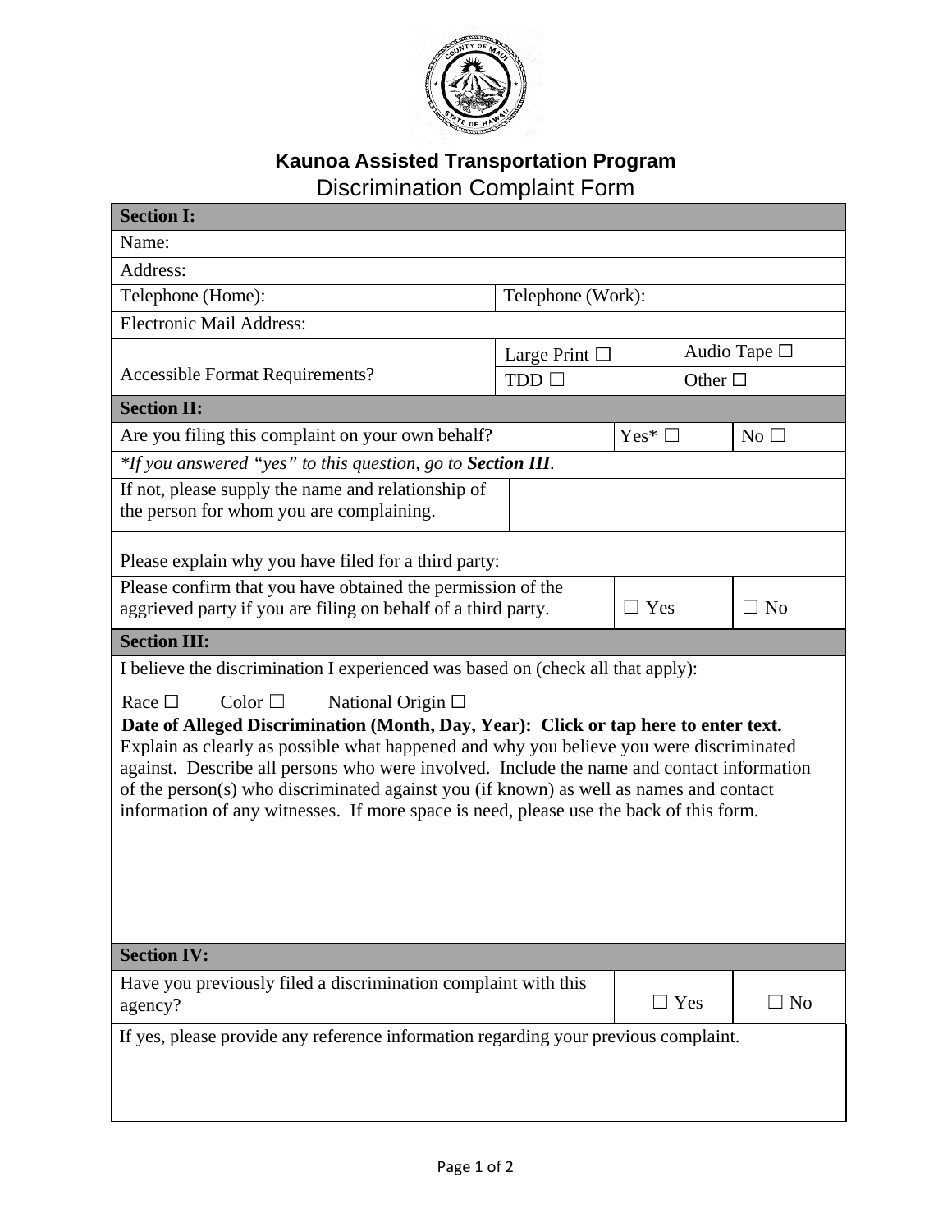# Kaunoa Assisted Transportation Program

## Discrimination Complaint Form

| **Section I:** | | | |
|---|---|---|---|
| Name: | | | |
| Address: | | | |
| Telephone (Home): | Telephone (Work): | | |
| Electronic Mail Address: | | | |
| Accessible Format Requirements? | Large Print ☐ | Audio Tape ☐ | |
| | TDD ☐ | Other ☐ | |

| **Section II:** | | |
|---|---|---|
| Are you filing this complaint on your own behalf? | Yes* ☐ | No ☐ |
| **If you answered "yes" to this question, go to* ***Section III****.* | | |
| If not, please supply the name and relationship of the person for whom you are complaining. | | |
| Please explain why you have filed for a third party: | | |
| Please confirm that you have obtained the permission of the aggrieved party if you are filing on behalf of a third party. | ☐ Yes | ☐ No |

**Section III:**

I believe the discrimination I experienced was based on (check all that apply):

Race ☐ Color ☐ National Origin ☐

**Date of Alleged Discrimination (Month, Day, Year): Click or tap here to enter text.**

Explain as clearly as possible what happened and why you believe you were discriminated against. Describe all persons who were involved. Include the name and contact information of the person(s) who discriminated against you (if known) as well as names and contact information of any witnesses. If more space is need, please use the back of this form.

| **Section IV:** | | |
|---|---|---|
| Have you previously filed a discrimination complaint with this agency? | ☐ Yes | ☐ No |
| If yes, please provide any reference information regarding your previous complaint. | | |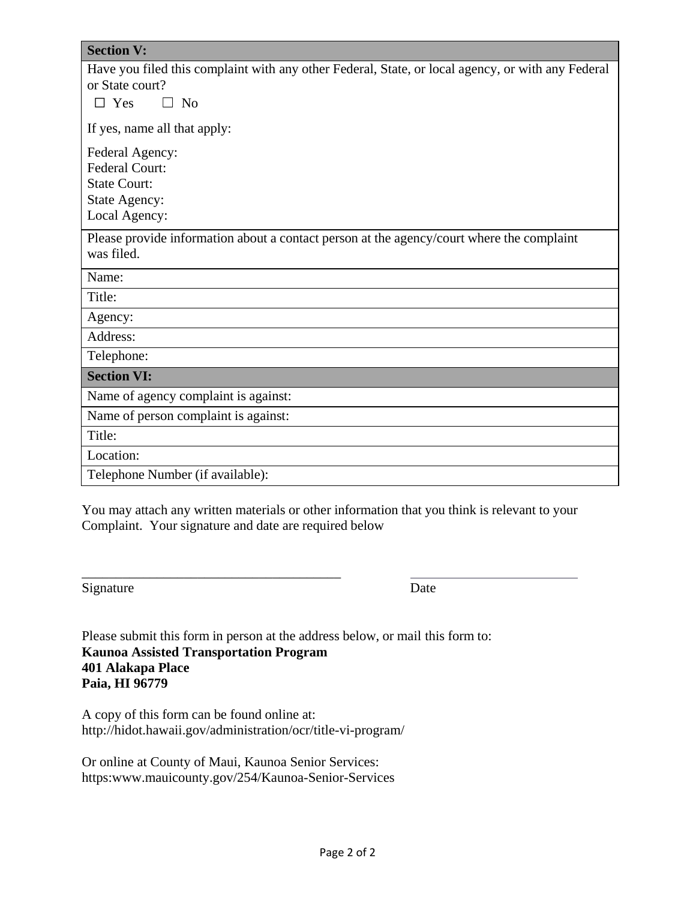| **Section V:** |
| --- |
| Have you filed this complaint with any other Federal, State, or local agency, or with any Federal or State court?<br>☐ Yes ☐ No<br><br>If yes, name all that apply:<br><br>Federal Agency:<br>Federal Court:<br>State Court:<br>State Agency:<br>Local Agency: |
| Please provide information about a contact person at the agency/court where the complaint was filed. |
| Name: |
| Title: |
| Agency: |
| Address: |
| Telephone: |
| **Section VI:** |
| Name of agency complaint is against: |
| Name of person complaint is against: |
| Title: |
| Location: |
| Telephone Number (if available): |

You may attach any written materials or other information that you think is relevant to your Complaint. Your signature and date are required below

_______________________________________ _________________________

Signature Date

Please submit this form in person at the address below, or mail this form to:
**Kaunoa Assisted Transportation Program**
**401 Alakapa Place**
**Paia, HI 96779**

A copy of this form can be found online at:
http://hidot.hawaii.gov/administration/ocr/title-vi-program/

Or online at County of Maui, Kaunoa Senior Services:
https:www.mauicounty.gov/254/Kaunoa-Senior-Services